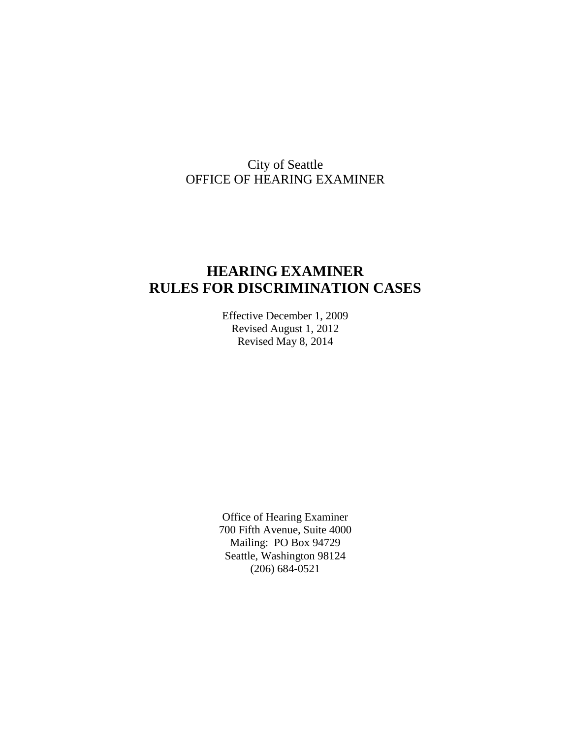City of Seattle
OFFICE OF HEARING EXAMINER

# HEARING EXAMINER
# RULES FOR DISCRIMINATION CASES

Effective December 1, 2009
Revised August 1, 2012
Revised May 8, 2014

Office of Hearing Examiner
700 Fifth Avenue, Suite 4000
Mailing: PO Box 94729
Seattle, Washington 98124
(206) 684-0521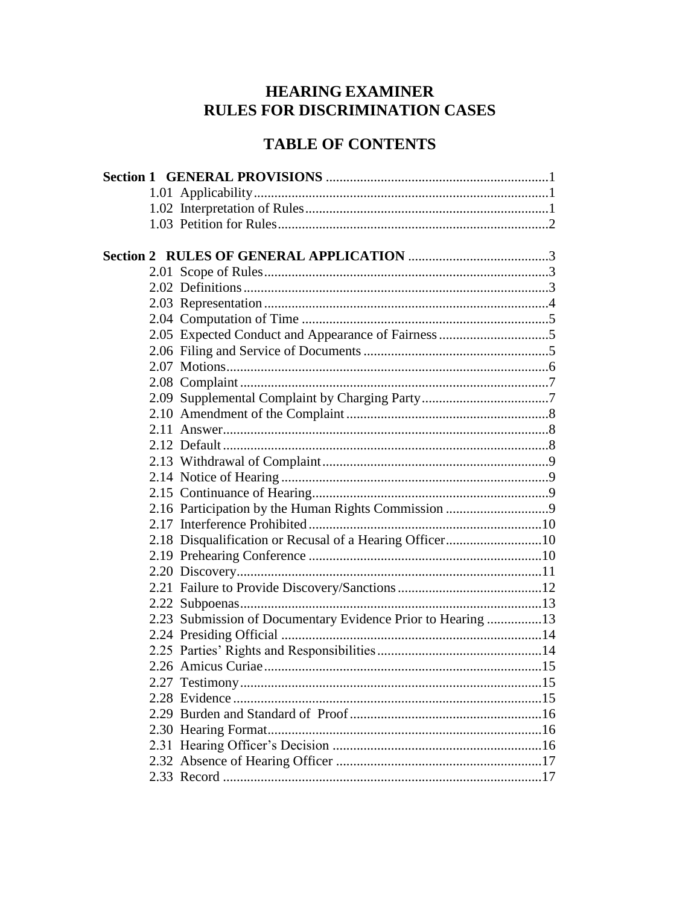# HEARING EXAMINER
# RULES FOR DISCRIMINATION CASES

## TABLE OF CONTENTS

**Section 1 GENERAL PROVISIONS** ................................................................1
- 1.01 Applicability.....................................................................................1
- 1.02 Interpretation of Rules......................................................................1
- 1.03 Petition for Rules..............................................................................2

**Section 2 RULES OF GENERAL APPLICATION** .........................................3
- 2.01 Scope of Rules..................................................................................3
- 2.02 Definitions........................................................................................3
- 2.03 Representation..................................................................................4
- 2.04 Computation of Time ........................................................................5
- 2.05 Expected Conduct and Appearance of Fairness ................................5
- 2.06 Filing and Service of Documents ......................................................5
- 2.07 Motions.............................................................................................6
- 2.08 Complaint .........................................................................................7
- 2.09 Supplemental Complaint by Charging Party.....................................7
- 2.10 Amendment of the Complaint ...........................................................8
- 2.11 Answer..............................................................................................8
- 2.12 Default ..............................................................................................8
- 2.13 Withdrawal of Complaint..................................................................9
- 2.14 Notice of Hearing ..............................................................................9
- 2.15 Continuance of Hearing.....................................................................9
- 2.16 Participation by the Human Rights Commission ..............................9
- 2.17 Interference Prohibited....................................................................10
- 2.18 Disqualification or Recusal of a Hearing Officer............................10
- 2.19 Prehearing Conference ....................................................................10
- 2.20 Discovery.........................................................................................11
- 2.21 Failure to Provide Discovery/Sanctions ..........................................12
- 2.22 Subpoenas........................................................................................13
- 2.23 Submission of Documentary Evidence Prior to Hearing ................13
- 2.24 Presiding Official ............................................................................14
- 2.25 Parties' Rights and Responsibilities ................................................14
- 2.26 Amicus Curiae.................................................................................15
- 2.27 Testimony........................................................................................15
- 2.28 Evidence ..........................................................................................15
- 2.29 Burden and Standard of Proof.........................................................16
- 2.30 Hearing Format................................................................................16
- 2.31 Hearing Officer's Decision .............................................................16
- 2.32 Absence of Hearing Officer ............................................................17
- 2.33 Record .............................................................................................17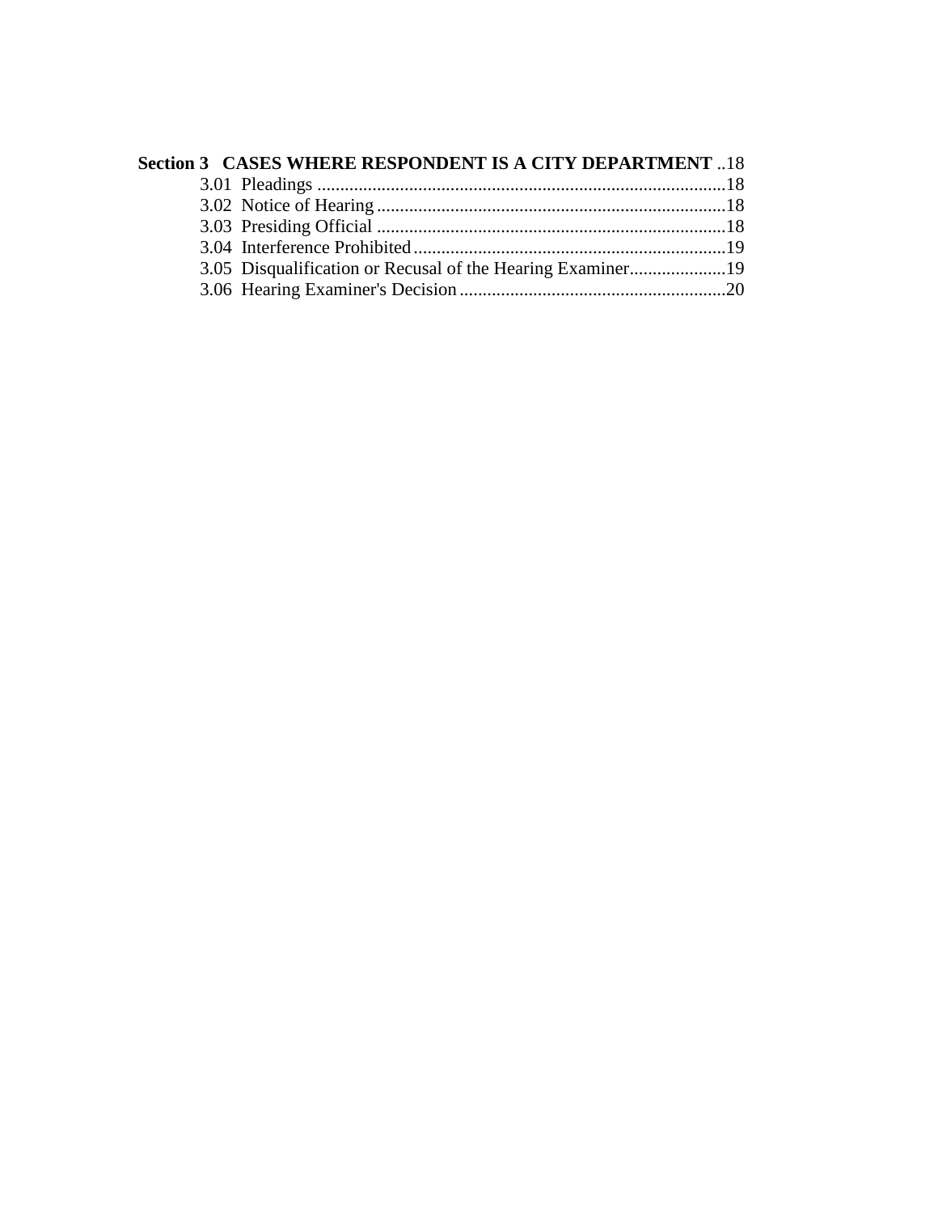**Section 3 CASES WHERE RESPONDENT IS A CITY DEPARTMENT** ..18

3.01 Pleadings ........................................................................................18
3.02 Notice of Hearing ...........................................................................18
3.03 Presiding Official ............................................................................18
3.04 Interference Prohibited....................................................................19
3.05 Disqualification or Recusal of the Hearing Examiner.....................19
3.06 Hearing Examiner's Decision ..........................................................20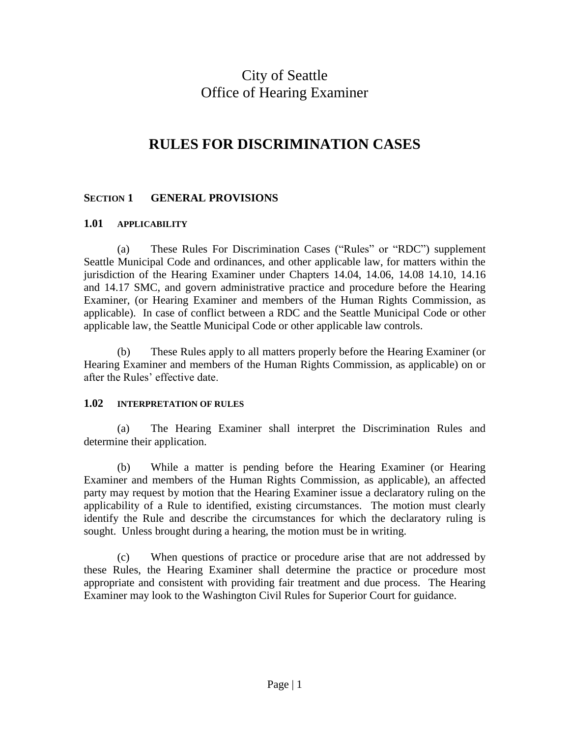# City of Seattle
# Office of Hearing Examiner

# RULES FOR DISCRIMINATION CASES

## SECTION 1 GENERAL PROVISIONS

### 1.01 APPLICABILITY

(a) These Rules For Discrimination Cases ("Rules" or "RDC") supplement Seattle Municipal Code and ordinances, and other applicable law, for matters within the jurisdiction of the Hearing Examiner under Chapters 14.04, 14.06, 14.08 14.10, 14.16 and 14.17 SMC, and govern administrative practice and procedure before the Hearing Examiner, (or Hearing Examiner and members of the Human Rights Commission, as applicable). In case of conflict between a RDC and the Seattle Municipal Code or other applicable law, the Seattle Municipal Code or other applicable law controls.

(b) These Rules apply to all matters properly before the Hearing Examiner (or Hearing Examiner and members of the Human Rights Commission, as applicable) on or after the Rules' effective date.

### 1.02 INTERPRETATION OF RULES

(a) The Hearing Examiner shall interpret the Discrimination Rules and determine their application.

(b) While a matter is pending before the Hearing Examiner (or Hearing Examiner and members of the Human Rights Commission, as applicable), an affected party may request by motion that the Hearing Examiner issue a declaratory ruling on the applicability of a Rule to identified, existing circumstances. The motion must clearly identify the Rule and describe the circumstances for which the declaratory ruling is sought. Unless brought during a hearing, the motion must be in writing.

(c) When questions of practice or procedure arise that are not addressed by these Rules, the Hearing Examiner shall determine the practice or procedure most appropriate and consistent with providing fair treatment and due process. The Hearing Examiner may look to the Washington Civil Rules for Superior Court for guidance.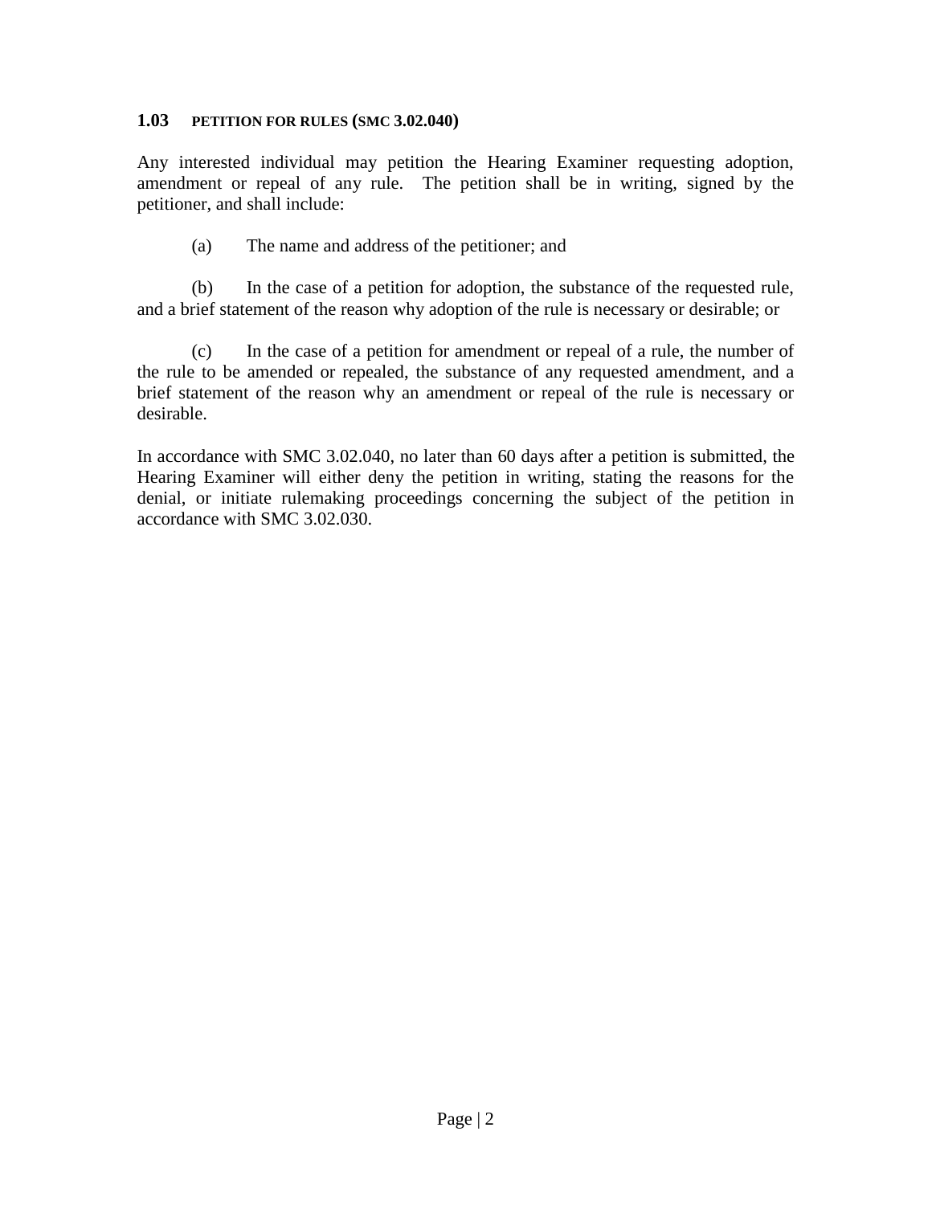### 1.03 PETITION FOR RULES (SMC 3.02.040)

Any interested individual may petition the Hearing Examiner requesting adoption, amendment or repeal of any rule. The petition shall be in writing, signed by the petitioner, and shall include:

(a) The name and address of the petitioner; and

(b) In the case of a petition for adoption, the substance of the requested rule, and a brief statement of the reason why adoption of the rule is necessary or desirable; or

(c) In the case of a petition for amendment or repeal of a rule, the number of the rule to be amended or repealed, the substance of any requested amendment, and a brief statement of the reason why an amendment or repeal of the rule is necessary or desirable.

In accordance with SMC 3.02.040, no later than 60 days after a petition is submitted, the Hearing Examiner will either deny the petition in writing, stating the reasons for the denial, or initiate rulemaking proceedings concerning the subject of the petition in accordance with SMC 3.02.030.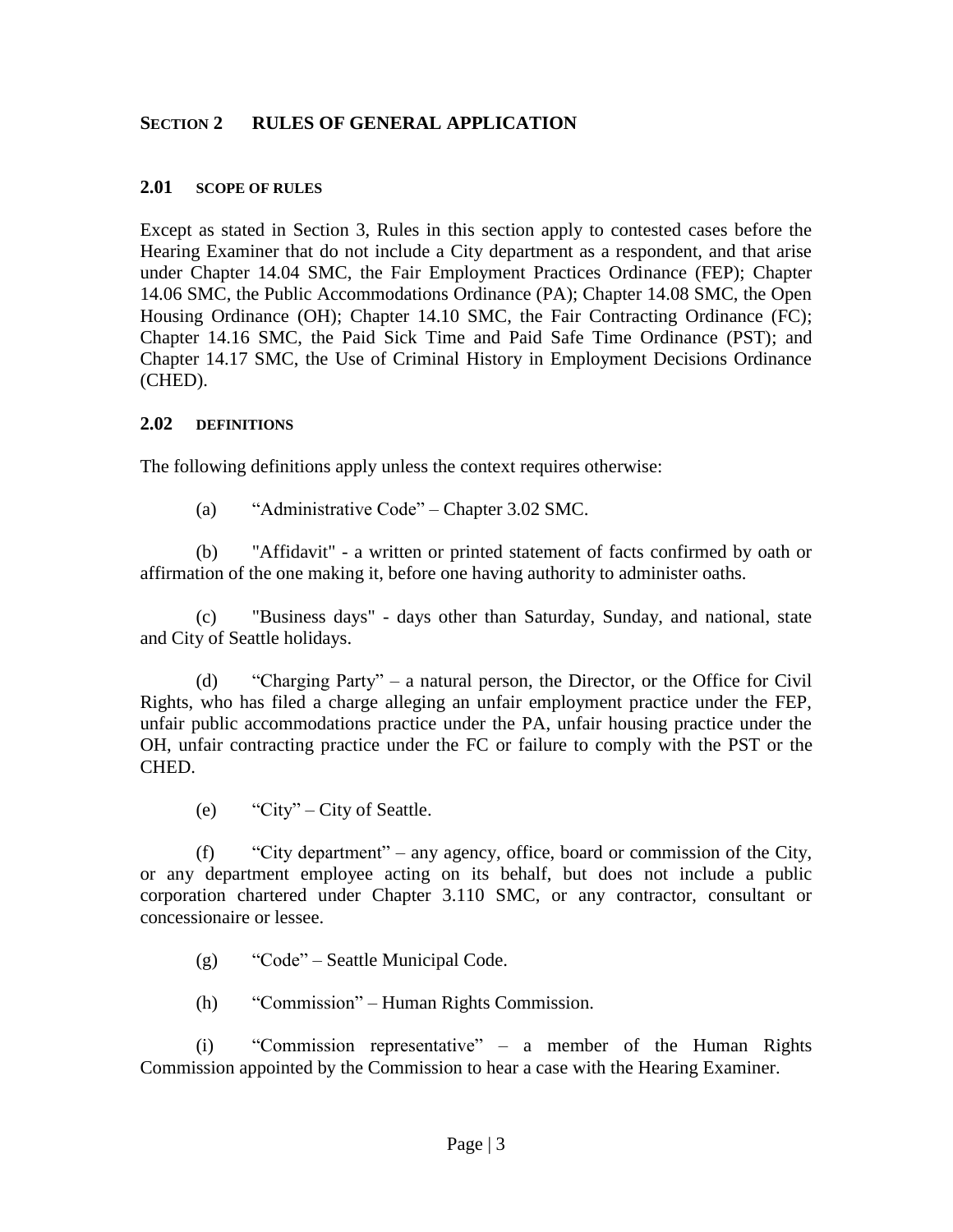## SECTION 2 RULES OF GENERAL APPLICATION

### 2.01 SCOPE OF RULES

Except as stated in Section 3, Rules in this section apply to contested cases before the Hearing Examiner that do not include a City department as a respondent, and that arise under Chapter 14.04 SMC, the Fair Employment Practices Ordinance (FEP); Chapter 14.06 SMC, the Public Accommodations Ordinance (PA); Chapter 14.08 SMC, the Open Housing Ordinance (OH); Chapter 14.10 SMC, the Fair Contracting Ordinance (FC); Chapter 14.16 SMC, the Paid Sick Time and Paid Safe Time Ordinance (PST); and Chapter 14.17 SMC, the Use of Criminal History in Employment Decisions Ordinance (CHED).

### 2.02 DEFINITIONS

The following definitions apply unless the context requires otherwise:

(a) "Administrative Code" – Chapter 3.02 SMC.

(b) "Affidavit" - a written or printed statement of facts confirmed by oath or affirmation of the one making it, before one having authority to administer oaths.

(c) "Business days" - days other than Saturday, Sunday, and national, state and City of Seattle holidays.

(d) "Charging Party" – a natural person, the Director, or the Office for Civil Rights, who has filed a charge alleging an unfair employment practice under the FEP, unfair public accommodations practice under the PA, unfair housing practice under the OH, unfair contracting practice under the FC or failure to comply with the PST or the CHED.

(e) "City" – City of Seattle.

(f) "City department" – any agency, office, board or commission of the City, or any department employee acting on its behalf, but does not include a public corporation chartered under Chapter 3.110 SMC, or any contractor, consultant or concessionaire or lessee.

(g) "Code" – Seattle Municipal Code.

(h) "Commission" – Human Rights Commission.

(i) "Commission representative" – a member of the Human Rights Commission appointed by the Commission to hear a case with the Hearing Examiner.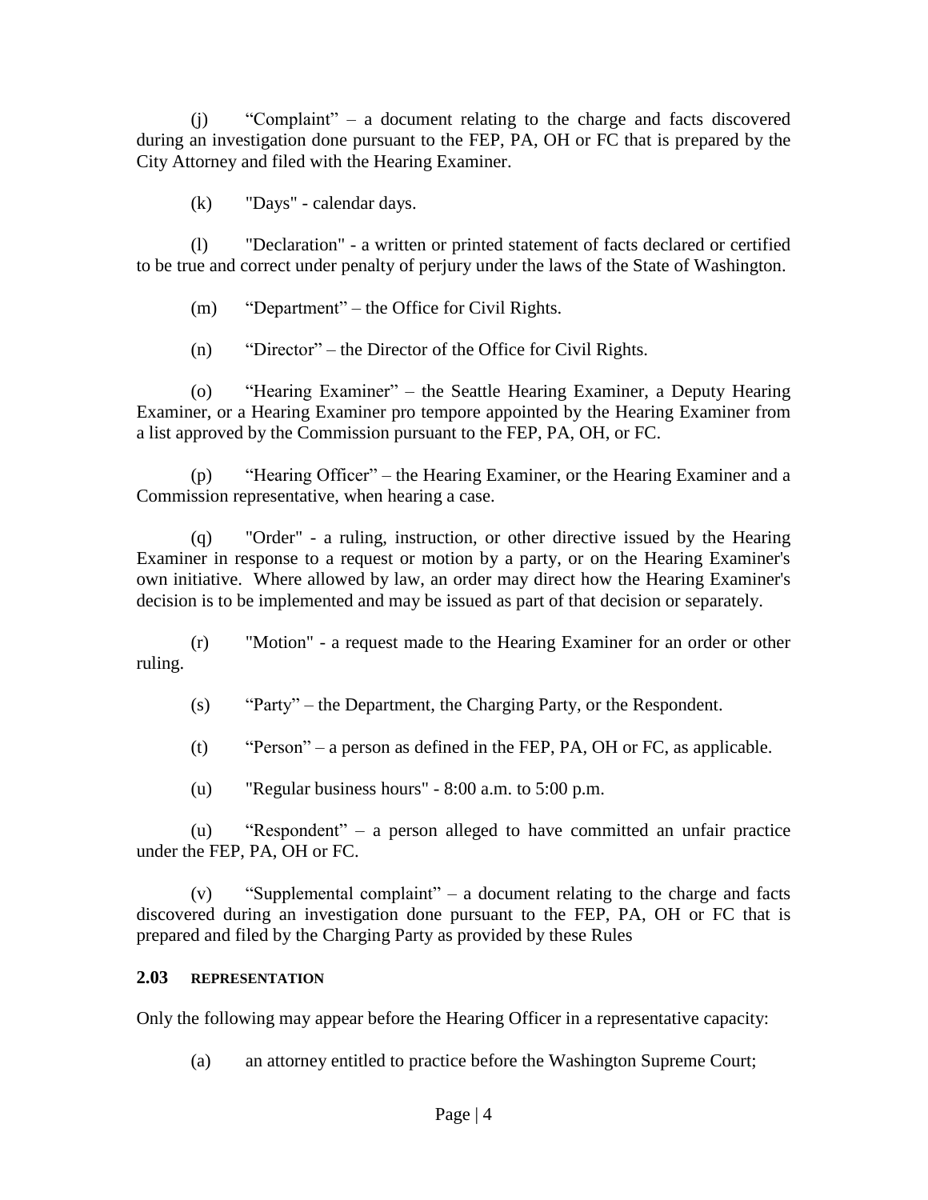(j) "Complaint" – a document relating to the charge and facts discovered during an investigation done pursuant to the FEP, PA, OH or FC that is prepared by the City Attorney and filed with the Hearing Examiner.

(k) "Days" - calendar days.

(l) "Declaration" - a written or printed statement of facts declared or certified to be true and correct under penalty of perjury under the laws of the State of Washington.

(m) "Department" – the Office for Civil Rights.

(n) "Director" – the Director of the Office for Civil Rights.

(o) "Hearing Examiner" – the Seattle Hearing Examiner, a Deputy Hearing Examiner, or a Hearing Examiner pro tempore appointed by the Hearing Examiner from a list approved by the Commission pursuant to the FEP, PA, OH, or FC.

(p) "Hearing Officer" – the Hearing Examiner, or the Hearing Examiner and a Commission representative, when hearing a case.

(q) "Order" - a ruling, instruction, or other directive issued by the Hearing Examiner in response to a request or motion by a party, or on the Hearing Examiner's own initiative. Where allowed by law, an order may direct how the Hearing Examiner's decision is to be implemented and may be issued as part of that decision or separately.

(r) "Motion" - a request made to the Hearing Examiner for an order or other ruling.

(s) "Party" – the Department, the Charging Party, or the Respondent.

(t) "Person" – a person as defined in the FEP, PA, OH or FC, as applicable.

(u) "Regular business hours" - 8:00 a.m. to 5:00 p.m.

(u) "Respondent" – a person alleged to have committed an unfair practice under the FEP, PA, OH or FC.

(v) "Supplemental complaint" – a document relating to the charge and facts discovered during an investigation done pursuant to the FEP, PA, OH or FC that is prepared and filed by the Charging Party as provided by these Rules

### 2.03 REPRESENTATION

Only the following may appear before the Hearing Officer in a representative capacity:

(a) an attorney entitled to practice before the Washington Supreme Court;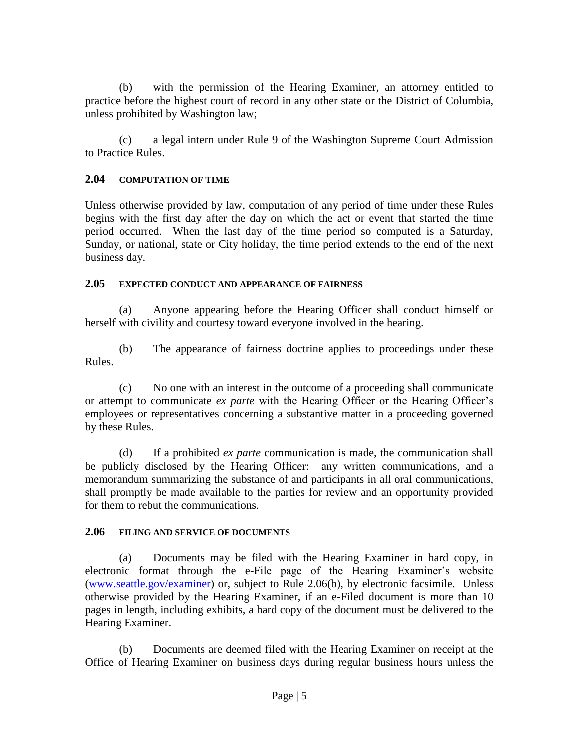(b) with the permission of the Hearing Examiner, an attorney entitled to practice before the highest court of record in any other state or the District of Columbia, unless prohibited by Washington law;

(c) a legal intern under Rule 9 of the Washington Supreme Court Admission to Practice Rules.

### 2.04 COMPUTATION OF TIME

Unless otherwise provided by law, computation of any period of time under these Rules begins with the first day after the day on which the act or event that started the time period occurred. When the last day of the time period so computed is a Saturday, Sunday, or national, state or City holiday, the time period extends to the end of the next business day.

### 2.05 EXPECTED CONDUCT AND APPEARANCE OF FAIRNESS

(a) Anyone appearing before the Hearing Officer shall conduct himself or herself with civility and courtesy toward everyone involved in the hearing.

(b) The appearance of fairness doctrine applies to proceedings under these Rules.

(c) No one with an interest in the outcome of a proceeding shall communicate or attempt to communicate *ex parte* with the Hearing Officer or the Hearing Officer's employees or representatives concerning a substantive matter in a proceeding governed by these Rules.

(d) If a prohibited *ex parte* communication is made, the communication shall be publicly disclosed by the Hearing Officer: any written communications, and a memorandum summarizing the substance of and participants in all oral communications, shall promptly be made available to the parties for review and an opportunity provided for them to rebut the communications.

### 2.06 FILING AND SERVICE OF DOCUMENTS

(a) Documents may be filed with the Hearing Examiner in hard copy, in electronic format through the e-File page of the Hearing Examiner's website ([www.seattle.gov/examiner](www.seattle.gov/examiner)) or, subject to Rule 2.06(b), by electronic facsimile. Unless otherwise provided by the Hearing Examiner, if an e-Filed document is more than 10 pages in length, including exhibits, a hard copy of the document must be delivered to the Hearing Examiner.

(b) Documents are deemed filed with the Hearing Examiner on receipt at the Office of Hearing Examiner on business days during regular business hours unless the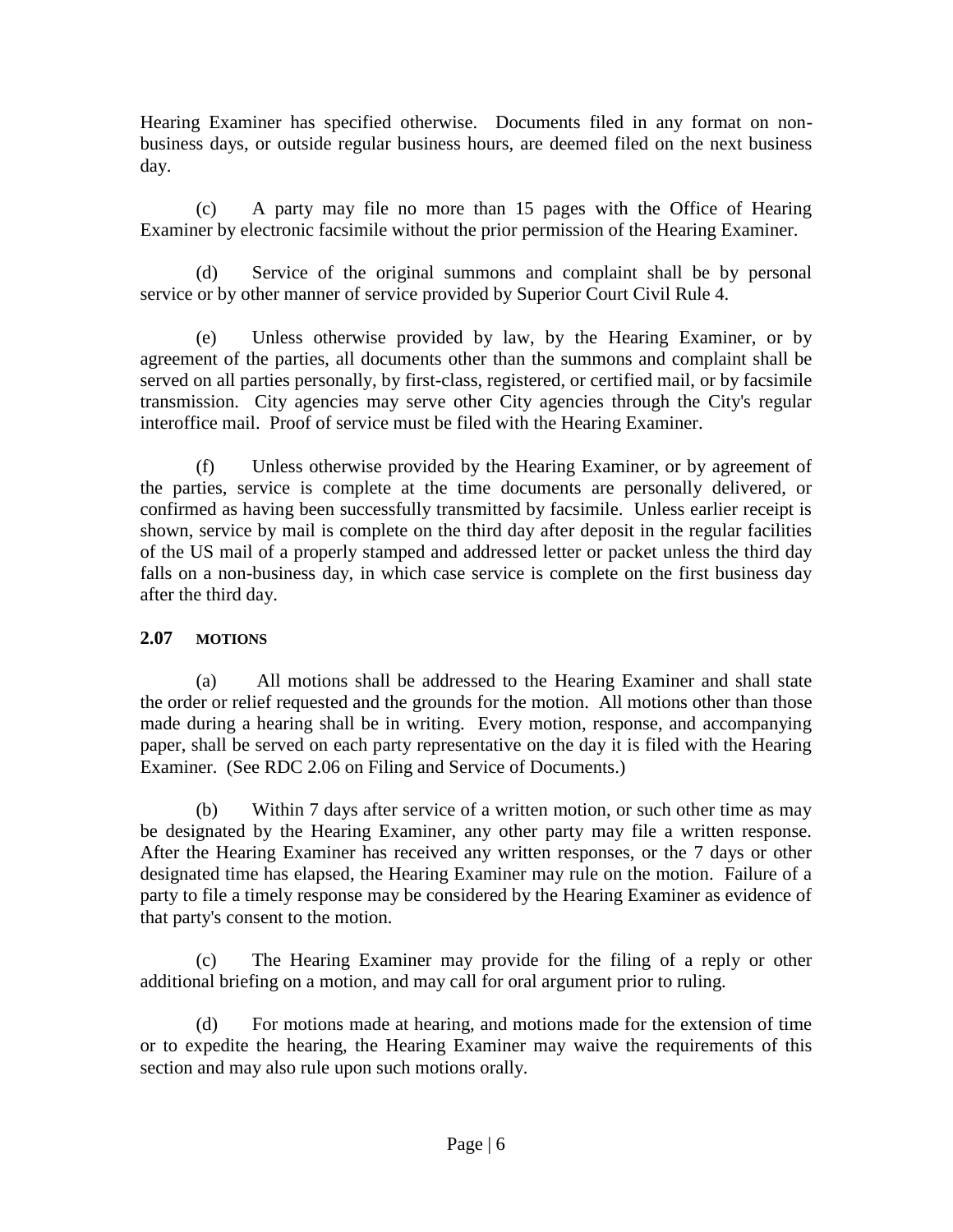Hearing Examiner has specified otherwise. Documents filed in any format on non-business days, or outside regular business hours, are deemed filed on the next business day.

(c) A party may file no more than 15 pages with the Office of Hearing Examiner by electronic facsimile without the prior permission of the Hearing Examiner.

(d) Service of the original summons and complaint shall be by personal service or by other manner of service provided by Superior Court Civil Rule 4.

(e) Unless otherwise provided by law, by the Hearing Examiner, or by agreement of the parties, all documents other than the summons and complaint shall be served on all parties personally, by first-class, registered, or certified mail, or by facsimile transmission. City agencies may serve other City agencies through the City's regular interoffice mail. Proof of service must be filed with the Hearing Examiner.

(f) Unless otherwise provided by the Hearing Examiner, or by agreement of the parties, service is complete at the time documents are personally delivered, or confirmed as having been successfully transmitted by facsimile. Unless earlier receipt is shown, service by mail is complete on the third day after deposit in the regular facilities of the US mail of a properly stamped and addressed letter or packet unless the third day falls on a non-business day, in which case service is complete on the first business day after the third day.

### 2.07 MOTIONS

(a) All motions shall be addressed to the Hearing Examiner and shall state the order or relief requested and the grounds for the motion. All motions other than those made during a hearing shall be in writing. Every motion, response, and accompanying paper, shall be served on each party representative on the day it is filed with the Hearing Examiner. (See RDC 2.06 on Filing and Service of Documents.)

(b) Within 7 days after service of a written motion, or such other time as may be designated by the Hearing Examiner, any other party may file a written response. After the Hearing Examiner has received any written responses, or the 7 days or other designated time has elapsed, the Hearing Examiner may rule on the motion. Failure of a party to file a timely response may be considered by the Hearing Examiner as evidence of that party's consent to the motion.

(c) The Hearing Examiner may provide for the filing of a reply or other additional briefing on a motion, and may call for oral argument prior to ruling.

(d) For motions made at hearing, and motions made for the extension of time or to expedite the hearing, the Hearing Examiner may waive the requirements of this section and may also rule upon such motions orally.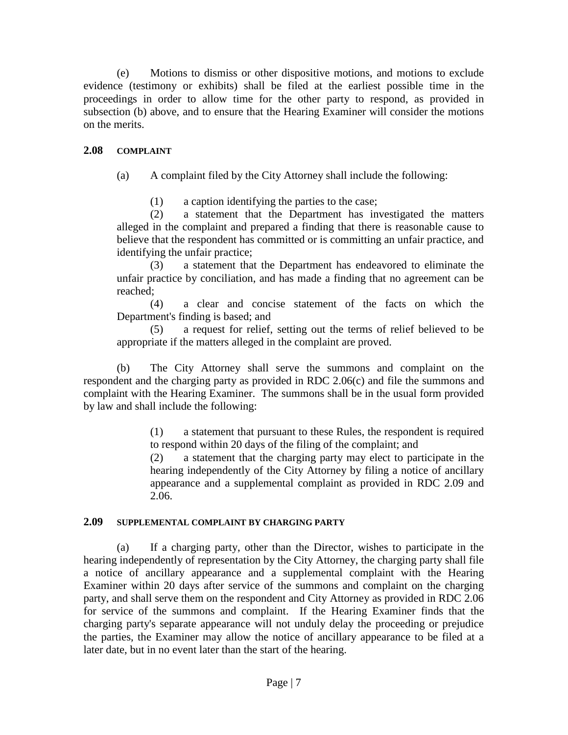(e) Motions to dismiss or other dispositive motions, and motions to exclude evidence (testimony or exhibits) shall be filed at the earliest possible time in the proceedings in order to allow time for the other party to respond, as provided in subsection (b) above, and to ensure that the Hearing Examiner will consider the motions on the merits.

## 2.08 COMPLAINT

(a) A complaint filed by the City Attorney shall include the following:

> (1) a caption identifying the parties to the case;
>
> (2) a statement that the Department has investigated the matters alleged in the complaint and prepared a finding that there is reasonable cause to believe that the respondent has committed or is committing an unfair practice, and identifying the unfair practice;
>
> (3) a statement that the Department has endeavored to eliminate the unfair practice by conciliation, and has made a finding that no agreement can be reached;
>
> (4) a clear and concise statement of the facts on which the Department's finding is based; and
>
> (5) a request for relief, setting out the terms of relief believed to be appropriate if the matters alleged in the complaint are proved.

(b) The City Attorney shall serve the summons and complaint on the respondent and the charging party as provided in RDC 2.06(c) and file the summons and complaint with the Hearing Examiner. The summons shall be in the usual form provided by law and shall include the following:

> (1) a statement that pursuant to these Rules, the respondent is required to respond within 20 days of the filing of the complaint; and
>
> (2) a statement that the charging party may elect to participate in the hearing independently of the City Attorney by filing a notice of ancillary appearance and a supplemental complaint as provided in RDC 2.09 and 2.06.

## 2.09 SUPPLEMENTAL COMPLAINT BY CHARGING PARTY

(a) If a charging party, other than the Director, wishes to participate in the hearing independently of representation by the City Attorney, the charging party shall file a notice of ancillary appearance and a supplemental complaint with the Hearing Examiner within 20 days after service of the summons and complaint on the charging party, and shall serve them on the respondent and City Attorney as provided in RDC 2.06 for service of the summons and complaint. If the Hearing Examiner finds that the charging party's separate appearance will not unduly delay the proceeding or prejudice the parties, the Examiner may allow the notice of ancillary appearance to be filed at a later date, but in no event later than the start of the hearing.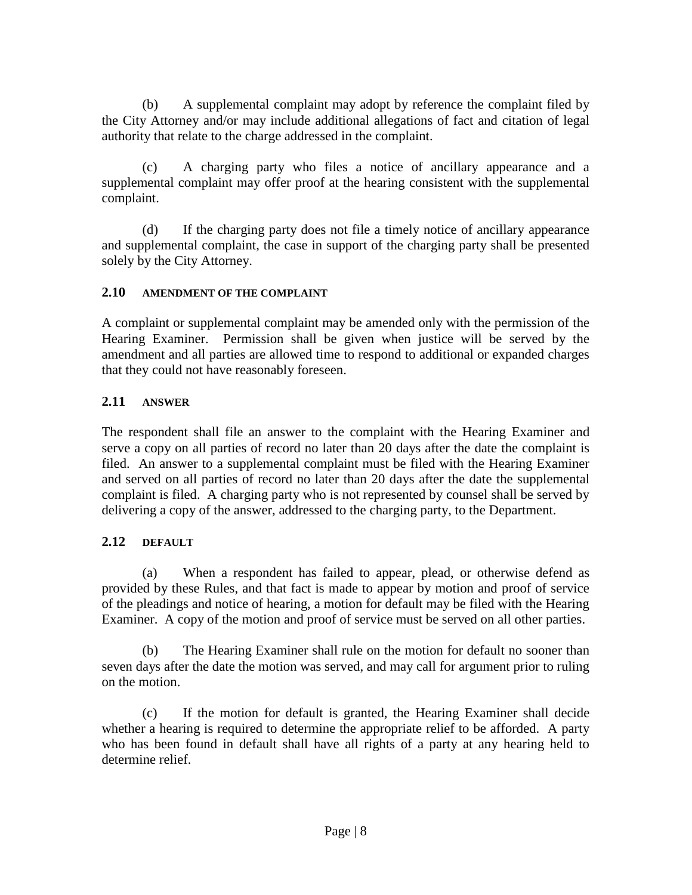(b) A supplemental complaint may adopt by reference the complaint filed by the City Attorney and/or may include additional allegations of fact and citation of legal authority that relate to the charge addressed in the complaint.

(c) A charging party who files a notice of ancillary appearance and a supplemental complaint may offer proof at the hearing consistent with the supplemental complaint.

(d) If the charging party does not file a timely notice of ancillary appearance and supplemental complaint, the case in support of the charging party shall be presented solely by the City Attorney.

### 2.10 AMENDMENT OF THE COMPLAINT

A complaint or supplemental complaint may be amended only with the permission of the Hearing Examiner. Permission shall be given when justice will be served by the amendment and all parties are allowed time to respond to additional or expanded charges that they could not have reasonably foreseen.

### 2.11 ANSWER

The respondent shall file an answer to the complaint with the Hearing Examiner and serve a copy on all parties of record no later than 20 days after the date the complaint is filed. An answer to a supplemental complaint must be filed with the Hearing Examiner and served on all parties of record no later than 20 days after the date the supplemental complaint is filed. A charging party who is not represented by counsel shall be served by delivering a copy of the answer, addressed to the charging party, to the Department.

### 2.12 DEFAULT

(a) When a respondent has failed to appear, plead, or otherwise defend as provided by these Rules, and that fact is made to appear by motion and proof of service of the pleadings and notice of hearing, a motion for default may be filed with the Hearing Examiner. A copy of the motion and proof of service must be served on all other parties.

(b) The Hearing Examiner shall rule on the motion for default no sooner than seven days after the date the motion was served, and may call for argument prior to ruling on the motion.

(c) If the motion for default is granted, the Hearing Examiner shall decide whether a hearing is required to determine the appropriate relief to be afforded. A party who has been found in default shall have all rights of a party at any hearing held to determine relief.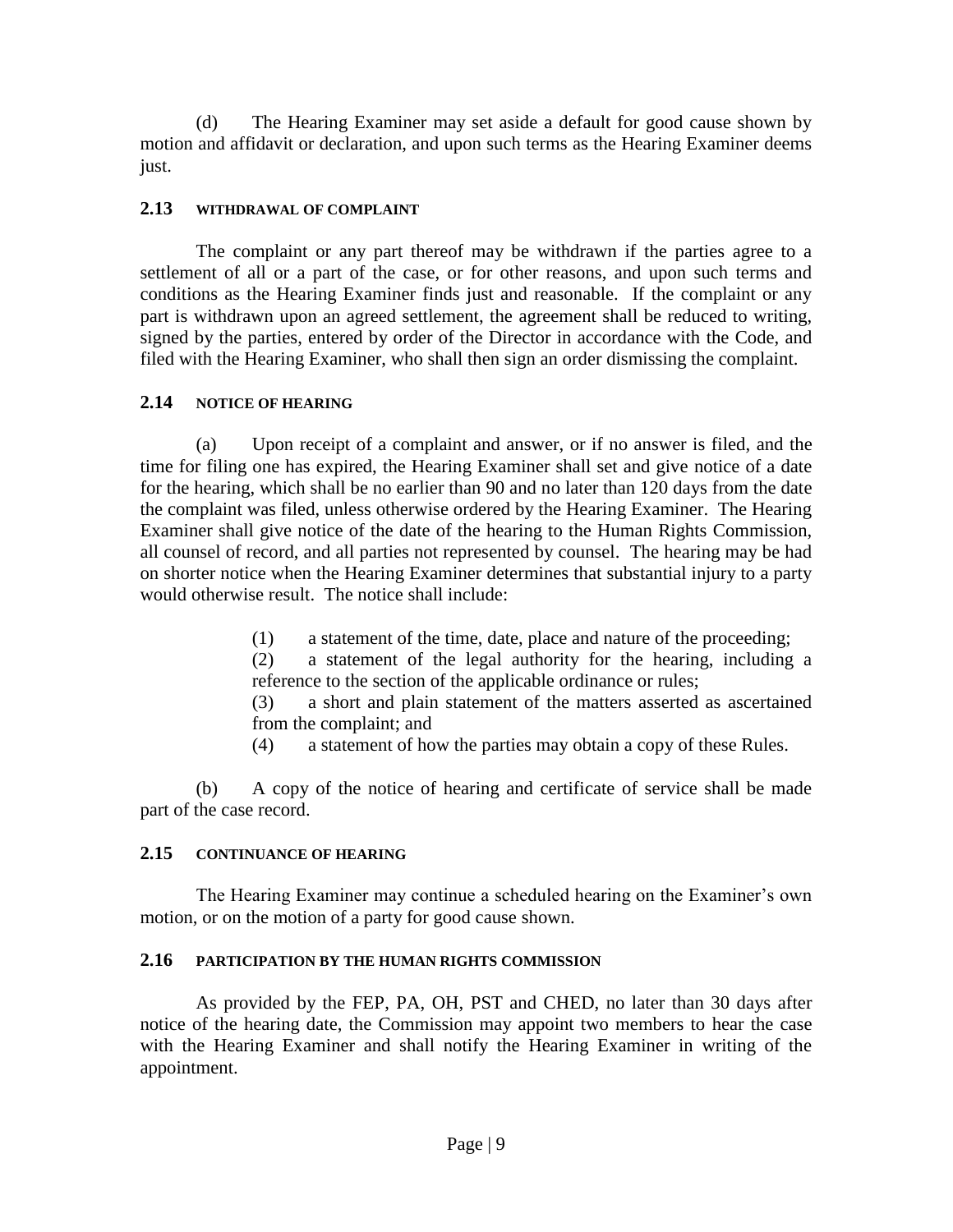(d) The Hearing Examiner may set aside a default for good cause shown by motion and affidavit or declaration, and upon such terms as the Hearing Examiner deems just.

### 2.13 WITHDRAWAL OF COMPLAINT

The complaint or any part thereof may be withdrawn if the parties agree to a settlement of all or a part of the case, or for other reasons, and upon such terms and conditions as the Hearing Examiner finds just and reasonable. If the complaint or any part is withdrawn upon an agreed settlement, the agreement shall be reduced to writing, signed by the parties, entered by order of the Director in accordance with the Code, and filed with the Hearing Examiner, who shall then sign an order dismissing the complaint.

### 2.14 NOTICE OF HEARING

(a) Upon receipt of a complaint and answer, or if no answer is filed, and the time for filing one has expired, the Hearing Examiner shall set and give notice of a date for the hearing, which shall be no earlier than 90 and no later than 120 days from the date the complaint was filed, unless otherwise ordered by the Hearing Examiner. The Hearing Examiner shall give notice of the date of the hearing to the Human Rights Commission, all counsel of record, and all parties not represented by counsel. The hearing may be had on shorter notice when the Hearing Examiner determines that substantial injury to a party would otherwise result. The notice shall include:

> (1) a statement of the time, date, place and nature of the proceeding;
>
> (2) a statement of the legal authority for the hearing, including a reference to the section of the applicable ordinance or rules;
>
> (3) a short and plain statement of the matters asserted as ascertained from the complaint; and
>
> (4) a statement of how the parties may obtain a copy of these Rules.

(b) A copy of the notice of hearing and certificate of service shall be made part of the case record.

### 2.15 CONTINUANCE OF HEARING

The Hearing Examiner may continue a scheduled hearing on the Examiner's own motion, or on the motion of a party for good cause shown.

### 2.16 PARTICIPATION BY THE HUMAN RIGHTS COMMISSION

As provided by the FEP, PA, OH, PST and CHED, no later than 30 days after notice of the hearing date, the Commission may appoint two members to hear the case with the Hearing Examiner and shall notify the Hearing Examiner in writing of the appointment.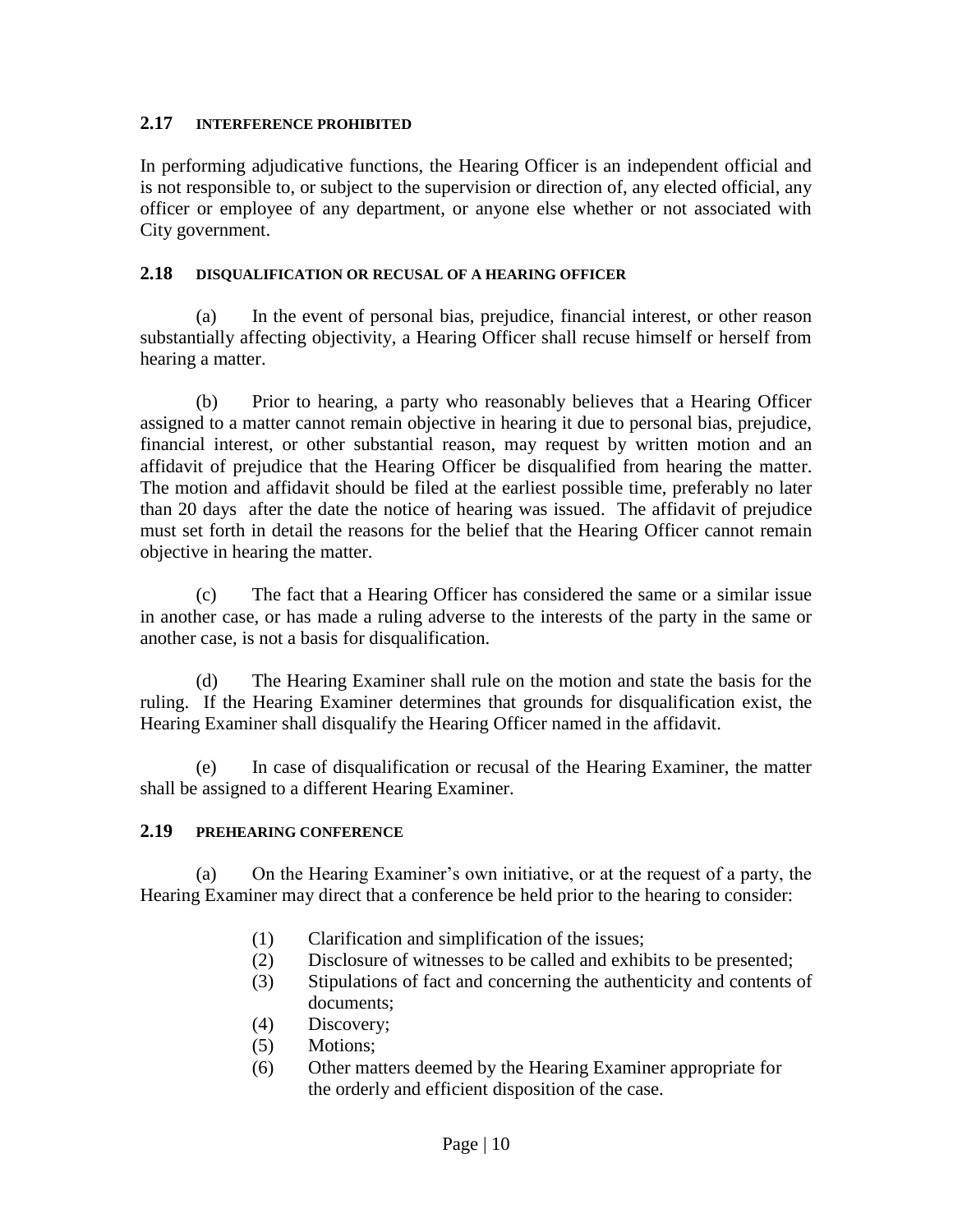## 2.17 INTERFERENCE PROHIBITED

In performing adjudicative functions, the Hearing Officer is an independent official and is not responsible to, or subject to the supervision or direction of, any elected official, any officer or employee of any department, or anyone else whether or not associated with City government.

## 2.18 DISQUALIFICATION OR RECUSAL OF A HEARING OFFICER

(a) In the event of personal bias, prejudice, financial interest, or other reason substantially affecting objectivity, a Hearing Officer shall recuse himself or herself from hearing a matter.

(b) Prior to hearing, a party who reasonably believes that a Hearing Officer assigned to a matter cannot remain objective in hearing it due to personal bias, prejudice, financial interest, or other substantial reason, may request by written motion and an affidavit of prejudice that the Hearing Officer be disqualified from hearing the matter. The motion and affidavit should be filed at the earliest possible time, preferably no later than 20 days after the date the notice of hearing was issued. The affidavit of prejudice must set forth in detail the reasons for the belief that the Hearing Officer cannot remain objective in hearing the matter.

(c) The fact that a Hearing Officer has considered the same or a similar issue in another case, or has made a ruling adverse to the interests of the party in the same or another case, is not a basis for disqualification.

(d) The Hearing Examiner shall rule on the motion and state the basis for the ruling. If the Hearing Examiner determines that grounds for disqualification exist, the Hearing Examiner shall disqualify the Hearing Officer named in the affidavit.

(e) In case of disqualification or recusal of the Hearing Examiner, the matter shall be assigned to a different Hearing Examiner.

## 2.19 PREHEARING CONFERENCE

(a) On the Hearing Examiner's own initiative, or at the request of a party, the Hearing Examiner may direct that a conference be held prior to the hearing to consider:

(1) Clarification and simplification of the issues;
(2) Disclosure of witnesses to be called and exhibits to be presented;
(3) Stipulations of fact and concerning the authenticity and contents of documents;
(4) Discovery;
(5) Motions;
(6) Other matters deemed by the Hearing Examiner appropriate for the orderly and efficient disposition of the case.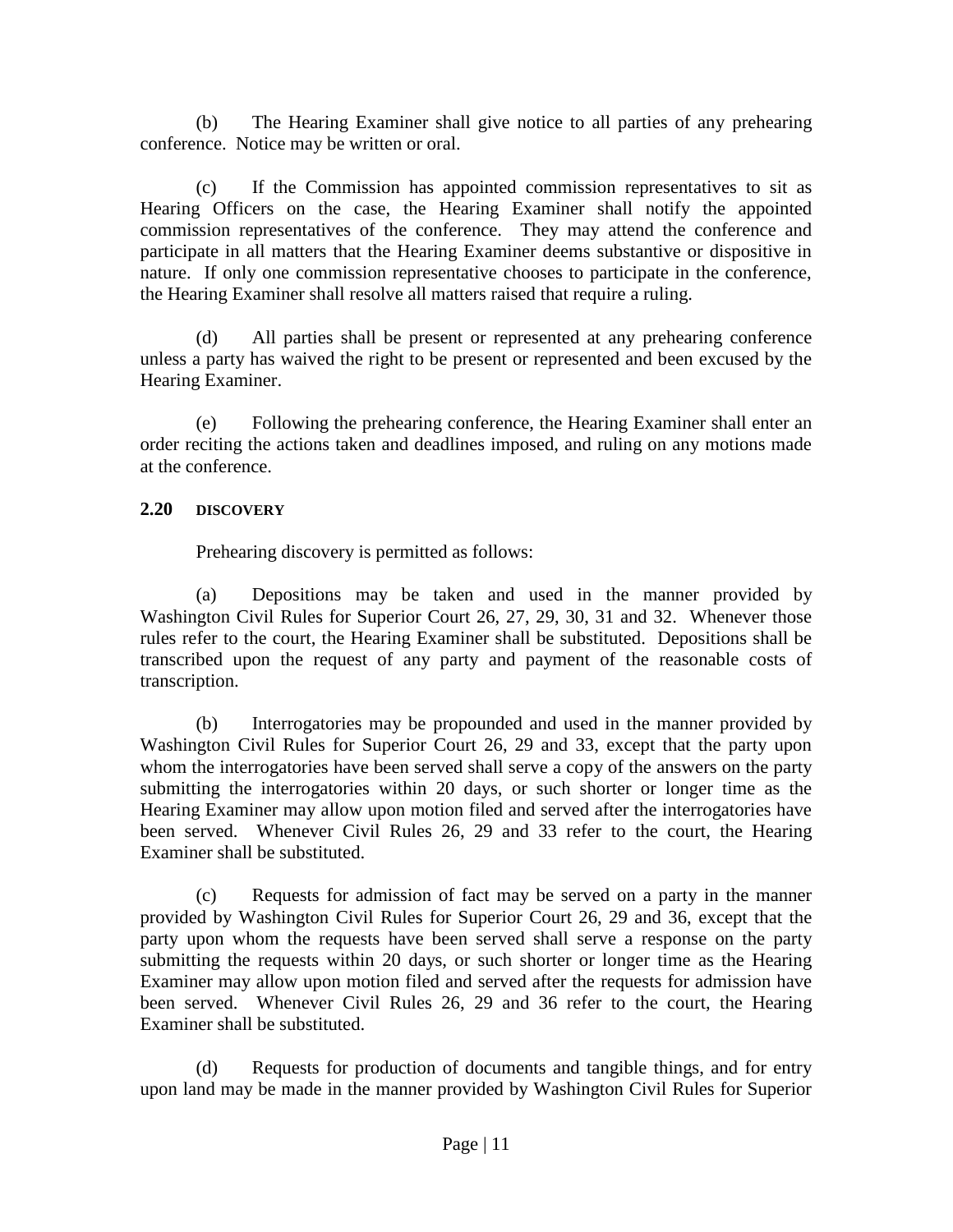(b) The Hearing Examiner shall give notice to all parties of any prehearing conference. Notice may be written or oral.

(c) If the Commission has appointed commission representatives to sit as Hearing Officers on the case, the Hearing Examiner shall notify the appointed commission representatives of the conference. They may attend the conference and participate in all matters that the Hearing Examiner deems substantive or dispositive in nature. If only one commission representative chooses to participate in the conference, the Hearing Examiner shall resolve all matters raised that require a ruling.

(d) All parties shall be present or represented at any prehearing conference unless a party has waived the right to be present or represented and been excused by the Hearing Examiner.

(e) Following the prehearing conference, the Hearing Examiner shall enter an order reciting the actions taken and deadlines imposed, and ruling on any motions made at the conference.

### 2.20 DISCOVERY

Prehearing discovery is permitted as follows:

(a) Depositions may be taken and used in the manner provided by Washington Civil Rules for Superior Court 26, 27, 29, 30, 31 and 32. Whenever those rules refer to the court, the Hearing Examiner shall be substituted. Depositions shall be transcribed upon the request of any party and payment of the reasonable costs of transcription.

(b) Interrogatories may be propounded and used in the manner provided by Washington Civil Rules for Superior Court 26, 29 and 33, except that the party upon whom the interrogatories have been served shall serve a copy of the answers on the party submitting the interrogatories within 20 days, or such shorter or longer time as the Hearing Examiner may allow upon motion filed and served after the interrogatories have been served. Whenever Civil Rules 26, 29 and 33 refer to the court, the Hearing Examiner shall be substituted.

(c) Requests for admission of fact may be served on a party in the manner provided by Washington Civil Rules for Superior Court 26, 29 and 36, except that the party upon whom the requests have been served shall serve a response on the party submitting the requests within 20 days, or such shorter or longer time as the Hearing Examiner may allow upon motion filed and served after the requests for admission have been served. Whenever Civil Rules 26, 29 and 36 refer to the court, the Hearing Examiner shall be substituted.

(d) Requests for production of documents and tangible things, and for entry upon land may be made in the manner provided by Washington Civil Rules for Superior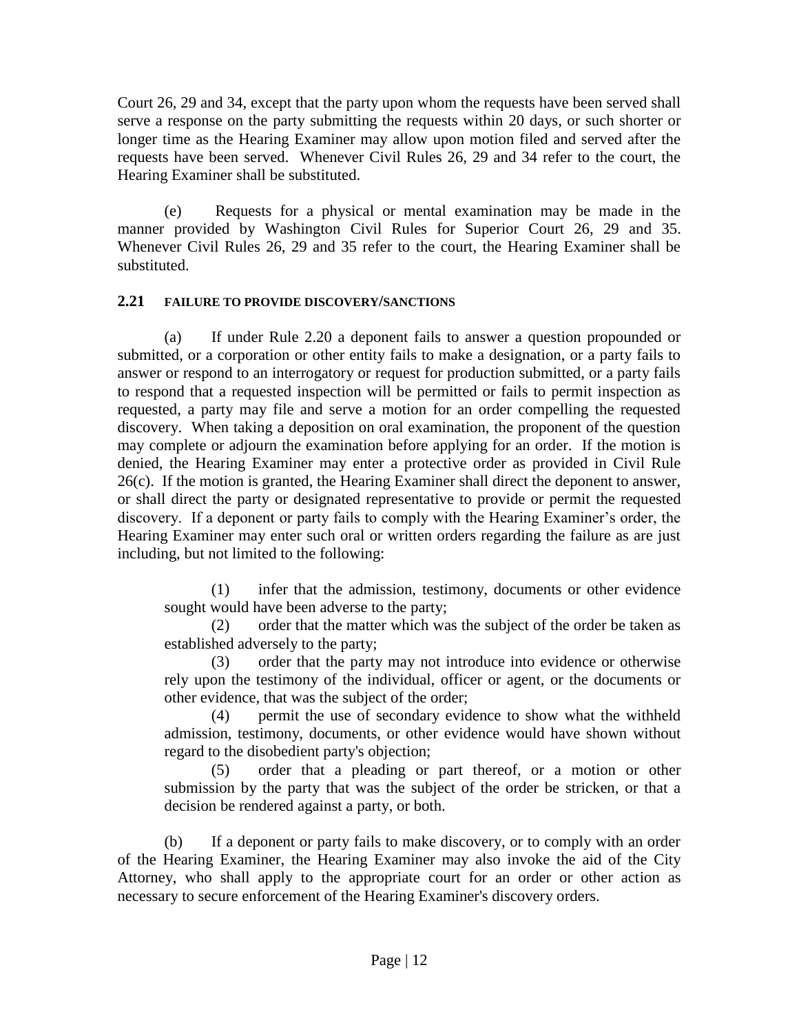Court 26, 29 and 34, except that the party upon whom the requests have been served shall serve a response on the party submitting the requests within 20 days, or such shorter or longer time as the Hearing Examiner may allow upon motion filed and served after the requests have been served. Whenever Civil Rules 26, 29 and 34 refer to the court, the Hearing Examiner shall be substituted.

(e) Requests for a physical or mental examination may be made in the manner provided by Washington Civil Rules for Superior Court 26, 29 and 35. Whenever Civil Rules 26, 29 and 35 refer to the court, the Hearing Examiner shall be substituted.

### 2.21 FAILURE TO PROVIDE DISCOVERY/SANCTIONS

(a) If under Rule 2.20 a deponent fails to answer a question propounded or submitted, or a corporation or other entity fails to make a designation, or a party fails to answer or respond to an interrogatory or request for production submitted, or a party fails to respond that a requested inspection will be permitted or fails to permit inspection as requested, a party may file and serve a motion for an order compelling the requested discovery. When taking a deposition on oral examination, the proponent of the question may complete or adjourn the examination before applying for an order. If the motion is denied, the Hearing Examiner may enter a protective order as provided in Civil Rule 26(c). If the motion is granted, the Hearing Examiner shall direct the deponent to answer, or shall direct the party or designated representative to provide or permit the requested discovery. If a deponent or party fails to comply with the Hearing Examiner's order, the Hearing Examiner may enter such oral or written orders regarding the failure as are just including, but not limited to the following:

(1) infer that the admission, testimony, documents or other evidence sought would have been adverse to the party;

(2) order that the matter which was the subject of the order be taken as established adversely to the party;

(3) order that the party may not introduce into evidence or otherwise rely upon the testimony of the individual, officer or agent, or the documents or other evidence, that was the subject of the order;

(4) permit the use of secondary evidence to show what the withheld admission, testimony, documents, or other evidence would have shown without regard to the disobedient party's objection;

(5) order that a pleading or part thereof, or a motion or other submission by the party that was the subject of the order be stricken, or that a decision be rendered against a party, or both.

(b) If a deponent or party fails to make discovery, or to comply with an order of the Hearing Examiner, the Hearing Examiner may also invoke the aid of the City Attorney, who shall apply to the appropriate court for an order or other action as necessary to secure enforcement of the Hearing Examiner's discovery orders.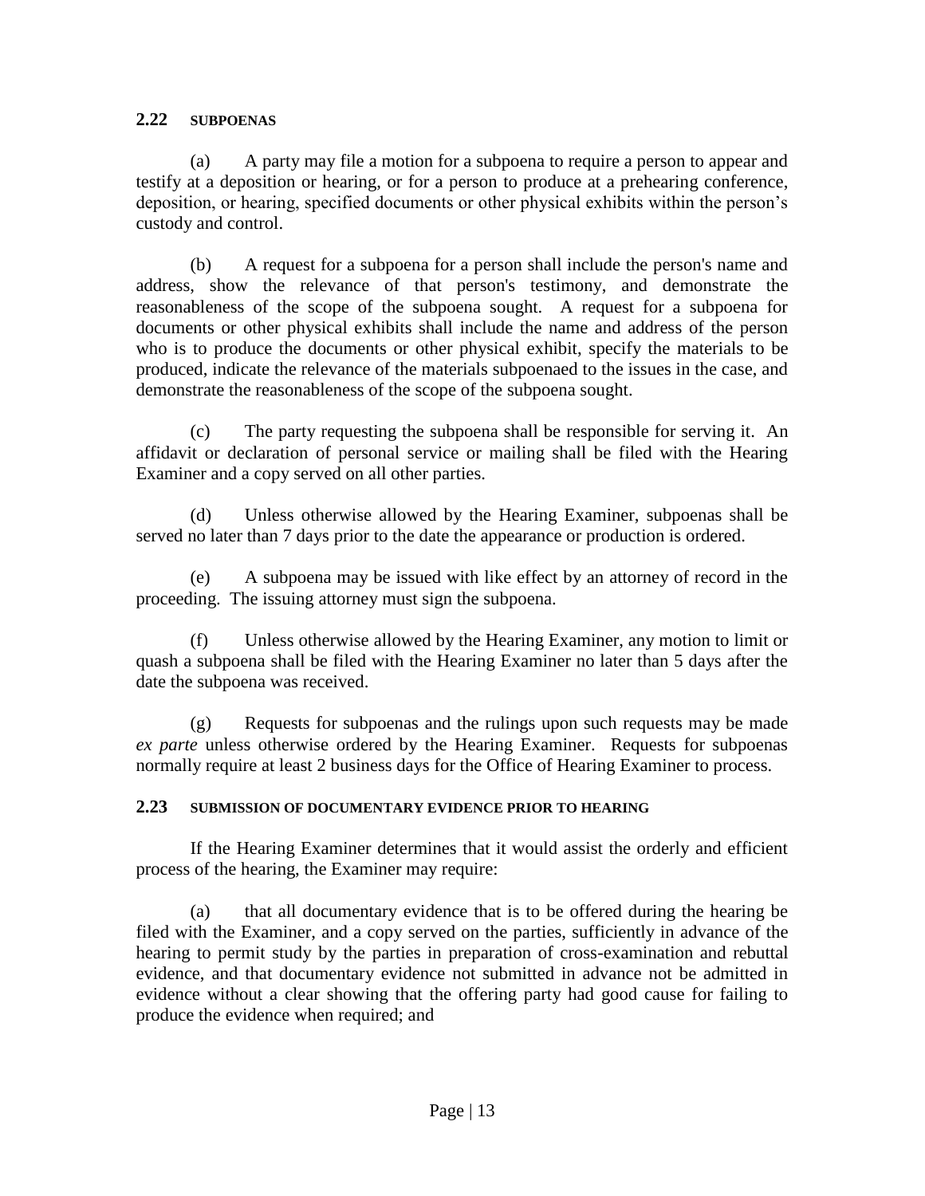## 2.22 SUBPOENAS

(a) A party may file a motion for a subpoena to require a person to appear and testify at a deposition or hearing, or for a person to produce at a prehearing conference, deposition, or hearing, specified documents or other physical exhibits within the person's custody and control.

(b) A request for a subpoena for a person shall include the person's name and address, show the relevance of that person's testimony, and demonstrate the reasonableness of the scope of the subpoena sought. A request for a subpoena for documents or other physical exhibits shall include the name and address of the person who is to produce the documents or other physical exhibit, specify the materials to be produced, indicate the relevance of the materials subpoenaed to the issues in the case, and demonstrate the reasonableness of the scope of the subpoena sought.

(c) The party requesting the subpoena shall be responsible for serving it. An affidavit or declaration of personal service or mailing shall be filed with the Hearing Examiner and a copy served on all other parties.

(d) Unless otherwise allowed by the Hearing Examiner, subpoenas shall be served no later than 7 days prior to the date the appearance or production is ordered.

(e) A subpoena may be issued with like effect by an attorney of record in the proceeding. The issuing attorney must sign the subpoena.

(f) Unless otherwise allowed by the Hearing Examiner, any motion to limit or quash a subpoena shall be filed with the Hearing Examiner no later than 5 days after the date the subpoena was received.

(g) Requests for subpoenas and the rulings upon such requests may be made *ex parte* unless otherwise ordered by the Hearing Examiner. Requests for subpoenas normally require at least 2 business days for the Office of Hearing Examiner to process.

## 2.23 SUBMISSION OF DOCUMENTARY EVIDENCE PRIOR TO HEARING

If the Hearing Examiner determines that it would assist the orderly and efficient process of the hearing, the Examiner may require:

(a) that all documentary evidence that is to be offered during the hearing be filed with the Examiner, and a copy served on the parties, sufficiently in advance of the hearing to permit study by the parties in preparation of cross-examination and rebuttal evidence, and that documentary evidence not submitted in advance not be admitted in evidence without a clear showing that the offering party had good cause for failing to produce the evidence when required; and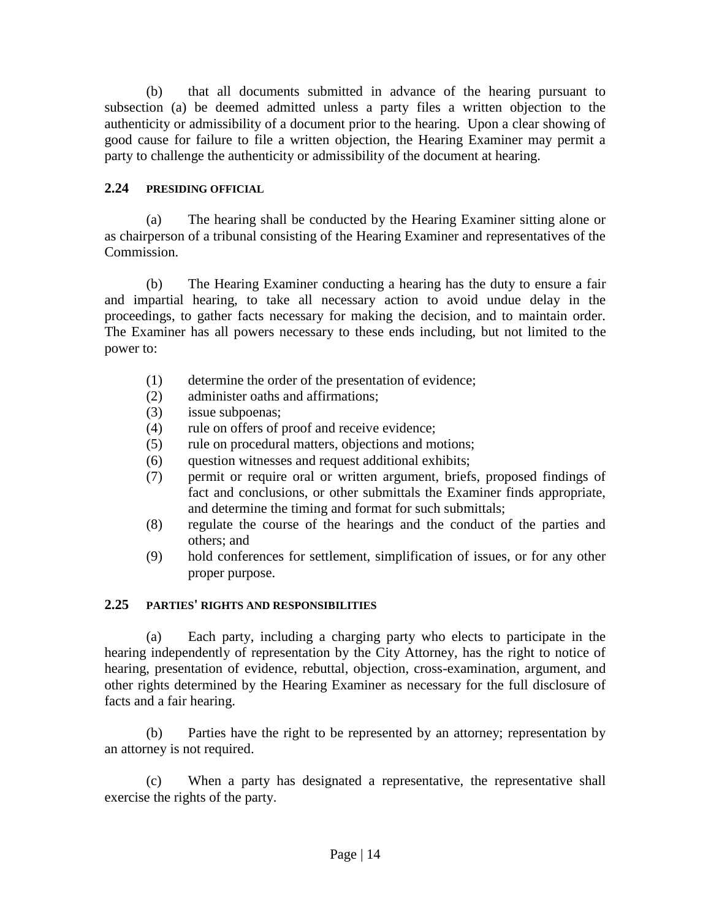(b) that all documents submitted in advance of the hearing pursuant to subsection (a) be deemed admitted unless a party files a written objection to the authenticity or admissibility of a document prior to the hearing. Upon a clear showing of good cause for failure to file a written objection, the Hearing Examiner may permit a party to challenge the authenticity or admissibility of the document at hearing.

## 2.24 PRESIDING OFFICIAL

(a) The hearing shall be conducted by the Hearing Examiner sitting alone or as chairperson of a tribunal consisting of the Hearing Examiner and representatives of the Commission.

(b) The Hearing Examiner conducting a hearing has the duty to ensure a fair and impartial hearing, to take all necessary action to avoid undue delay in the proceedings, to gather facts necessary for making the decision, and to maintain order. The Examiner has all powers necessary to these ends including, but not limited to the power to:

(1) determine the order of the presentation of evidence;
(2) administer oaths and affirmations;
(3) issue subpoenas;
(4) rule on offers of proof and receive evidence;
(5) rule on procedural matters, objections and motions;
(6) question witnesses and request additional exhibits;
(7) permit or require oral or written argument, briefs, proposed findings of fact and conclusions, or other submittals the Examiner finds appropriate, and determine the timing and format for such submittals;
(8) regulate the course of the hearings and the conduct of the parties and others; and
(9) hold conferences for settlement, simplification of issues, or for any other proper purpose.

## 2.25 PARTIES' RIGHTS AND RESPONSIBILITIES

(a) Each party, including a charging party who elects to participate in the hearing independently of representation by the City Attorney, has the right to notice of hearing, presentation of evidence, rebuttal, objection, cross-examination, argument, and other rights determined by the Hearing Examiner as necessary for the full disclosure of facts and a fair hearing.

(b) Parties have the right to be represented by an attorney; representation by an attorney is not required.

(c) When a party has designated a representative, the representative shall exercise the rights of the party.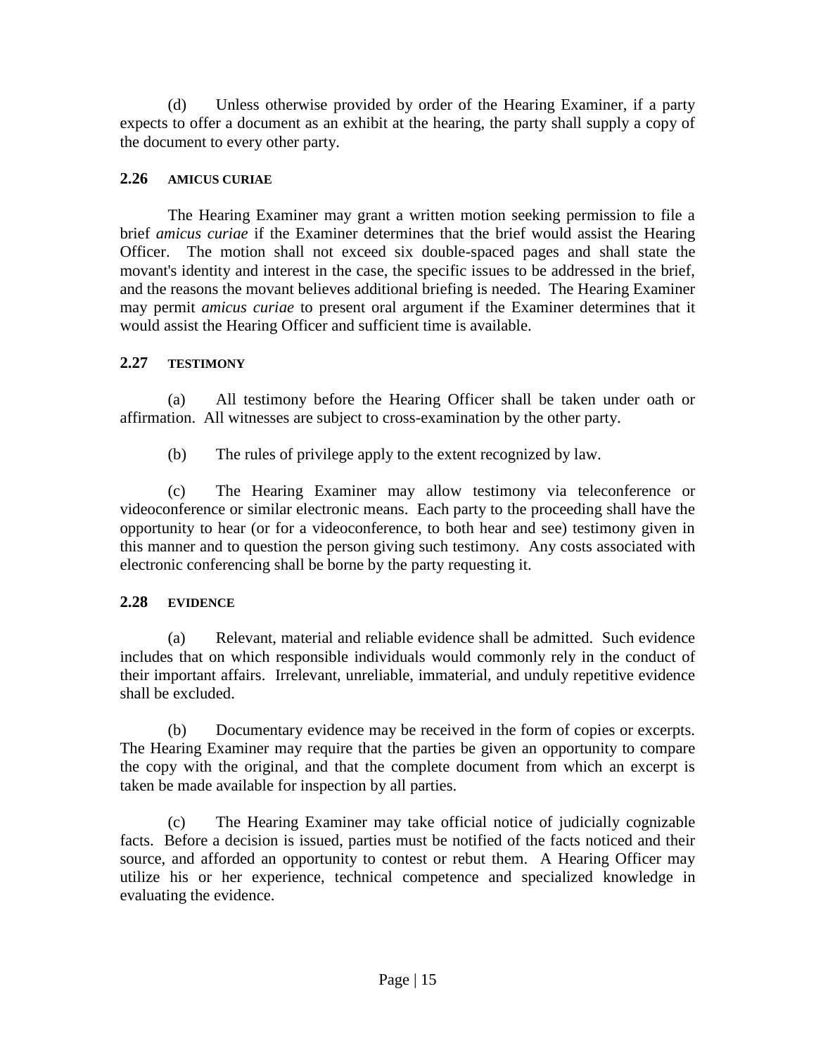(d) Unless otherwise provided by order of the Hearing Examiner, if a party expects to offer a document as an exhibit at the hearing, the party shall supply a copy of the document to every other party.

### 2.26 AMICUS CURIAE

The Hearing Examiner may grant a written motion seeking permission to file a brief *amicus curiae* if the Examiner determines that the brief would assist the Hearing Officer. The motion shall not exceed six double-spaced pages and shall state the movant's identity and interest in the case, the specific issues to be addressed in the brief, and the reasons the movant believes additional briefing is needed. The Hearing Examiner may permit *amicus curiae* to present oral argument if the Examiner determines that it would assist the Hearing Officer and sufficient time is available.

### 2.27 TESTIMONY

(a) All testimony before the Hearing Officer shall be taken under oath or affirmation. All witnesses are subject to cross-examination by the other party.

(b) The rules of privilege apply to the extent recognized by law.

(c) The Hearing Examiner may allow testimony via teleconference or videoconference or similar electronic means. Each party to the proceeding shall have the opportunity to hear (or for a videoconference, to both hear and see) testimony given in this manner and to question the person giving such testimony. Any costs associated with electronic conferencing shall be borne by the party requesting it.

### 2.28 EVIDENCE

(a) Relevant, material and reliable evidence shall be admitted. Such evidence includes that on which responsible individuals would commonly rely in the conduct of their important affairs. Irrelevant, unreliable, immaterial, and unduly repetitive evidence shall be excluded.

(b) Documentary evidence may be received in the form of copies or excerpts. The Hearing Examiner may require that the parties be given an opportunity to compare the copy with the original, and that the complete document from which an excerpt is taken be made available for inspection by all parties.

(c) The Hearing Examiner may take official notice of judicially cognizable facts. Before a decision is issued, parties must be notified of the facts noticed and their source, and afforded an opportunity to contest or rebut them. A Hearing Officer may utilize his or her experience, technical competence and specialized knowledge in evaluating the evidence.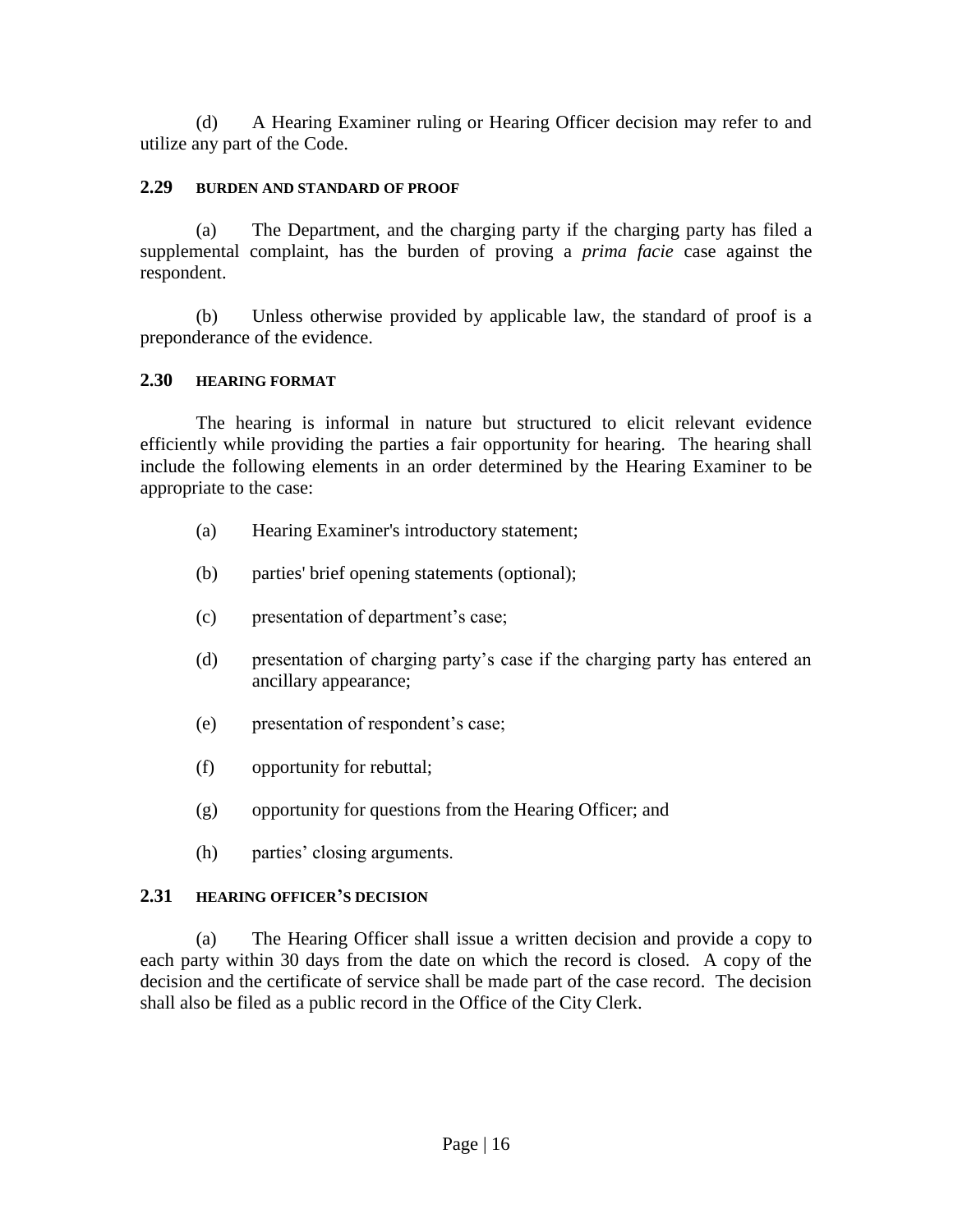(d) A Hearing Examiner ruling or Hearing Officer decision may refer to and utilize any part of the Code.

### 2.29 BURDEN AND STANDARD OF PROOF

(a) The Department, and the charging party if the charging party has filed a supplemental complaint, has the burden of proving a *prima facie* case against the respondent.

(b) Unless otherwise provided by applicable law, the standard of proof is a preponderance of the evidence.

### 2.30 HEARING FORMAT

The hearing is informal in nature but structured to elicit relevant evidence efficiently while providing the parties a fair opportunity for hearing. The hearing shall include the following elements in an order determined by the Hearing Examiner to be appropriate to the case:

(a) Hearing Examiner's introductory statement;

(b) parties' brief opening statements (optional);

(c) presentation of department's case;

(d) presentation of charging party's case if the charging party has entered an ancillary appearance;

(e) presentation of respondent's case;

(f) opportunity for rebuttal;

(g) opportunity for questions from the Hearing Officer; and

(h) parties' closing arguments.

### 2.31 HEARING OFFICER'S DECISION

(a) The Hearing Officer shall issue a written decision and provide a copy to each party within 30 days from the date on which the record is closed. A copy of the decision and the certificate of service shall be made part of the case record. The decision shall also be filed as a public record in the Office of the City Clerk.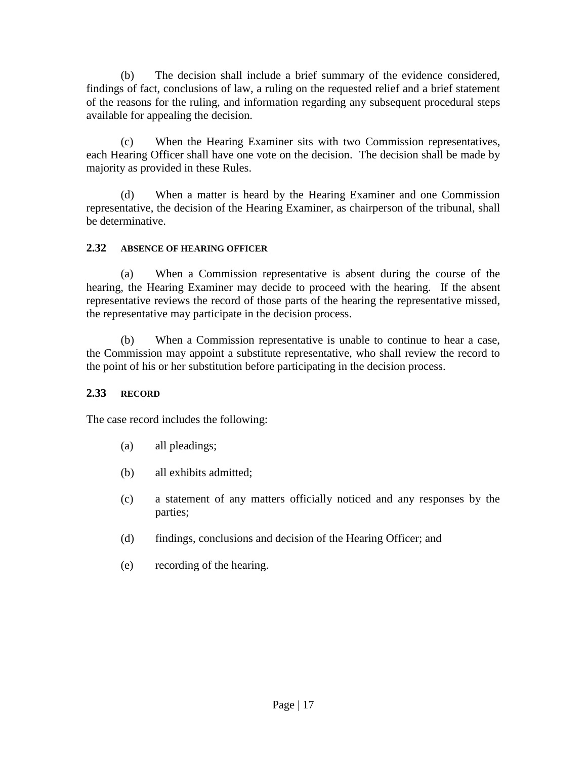(b) The decision shall include a brief summary of the evidence considered, findings of fact, conclusions of law, a ruling on the requested relief and a brief statement of the reasons for the ruling, and information regarding any subsequent procedural steps available for appealing the decision.

(c) When the Hearing Examiner sits with two Commission representatives, each Hearing Officer shall have one vote on the decision. The decision shall be made by majority as provided in these Rules.

(d) When a matter is heard by the Hearing Examiner and one Commission representative, the decision of the Hearing Examiner, as chairperson of the tribunal, shall be determinative.

### 2.32 ABSENCE OF HEARING OFFICER

(a) When a Commission representative is absent during the course of the hearing, the Hearing Examiner may decide to proceed with the hearing. If the absent representative reviews the record of those parts of the hearing the representative missed, the representative may participate in the decision process.

(b) When a Commission representative is unable to continue to hear a case, the Commission may appoint a substitute representative, who shall review the record to the point of his or her substitution before participating in the decision process.

### 2.33 RECORD

The case record includes the following:

(a) all pleadings;

(b) all exhibits admitted;

(c) a statement of any matters officially noticed and any responses by the parties;

(d) findings, conclusions and decision of the Hearing Officer; and

(e) recording of the hearing.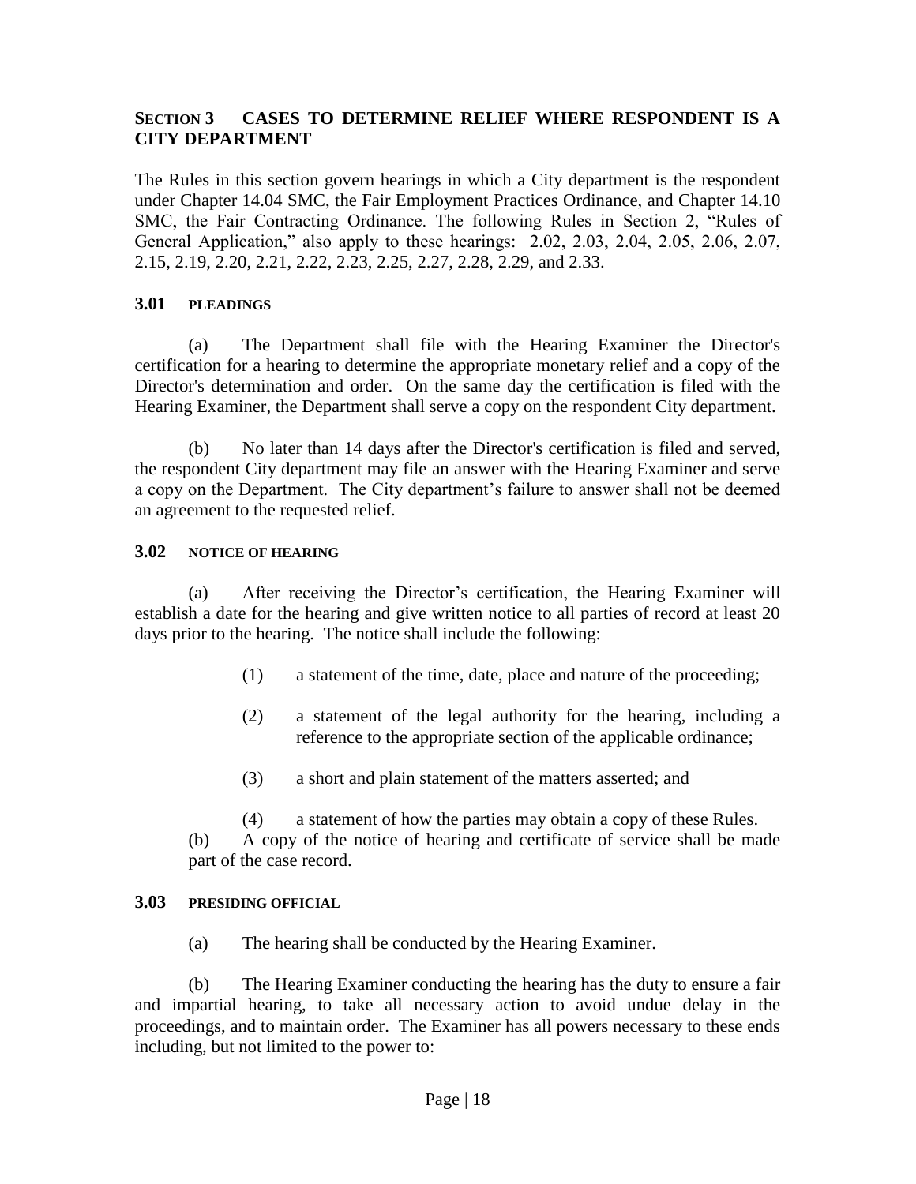## SECTION 3 CASES TO DETERMINE RELIEF WHERE RESPONDENT IS A CITY DEPARTMENT

The Rules in this section govern hearings in which a City department is the respondent under Chapter 14.04 SMC, the Fair Employment Practices Ordinance, and Chapter 14.10 SMC, the Fair Contracting Ordinance. The following Rules in Section 2, "Rules of General Application," also apply to these hearings: 2.02, 2.03, 2.04, 2.05, 2.06, 2.07, 2.15, 2.19, 2.20, 2.21, 2.22, 2.23, 2.25, 2.27, 2.28, 2.29, and 2.33.

### 3.01 PLEADINGS

(a) The Department shall file with the Hearing Examiner the Director's certification for a hearing to determine the appropriate monetary relief and a copy of the Director's determination and order. On the same day the certification is filed with the Hearing Examiner, the Department shall serve a copy on the respondent City department.

(b) No later than 14 days after the Director's certification is filed and served, the respondent City department may file an answer with the Hearing Examiner and serve a copy on the Department. The City department's failure to answer shall not be deemed an agreement to the requested relief.

### 3.02 NOTICE OF HEARING

(a) After receiving the Director's certification, the Hearing Examiner will establish a date for the hearing and give written notice to all parties of record at least 20 days prior to the hearing. The notice shall include the following:

(1) a statement of the time, date, place and nature of the proceeding;

(2) a statement of the legal authority for the hearing, including a reference to the appropriate section of the applicable ordinance;

(3) a short and plain statement of the matters asserted; and

(4) a statement of how the parties may obtain a copy of these Rules.

(b) A copy of the notice of hearing and certificate of service shall be made part of the case record.

### 3.03 PRESIDING OFFICIAL

(a) The hearing shall be conducted by the Hearing Examiner.

(b) The Hearing Examiner conducting the hearing has the duty to ensure a fair and impartial hearing, to take all necessary action to avoid undue delay in the proceedings, and to maintain order. The Examiner has all powers necessary to these ends including, but not limited to the power to: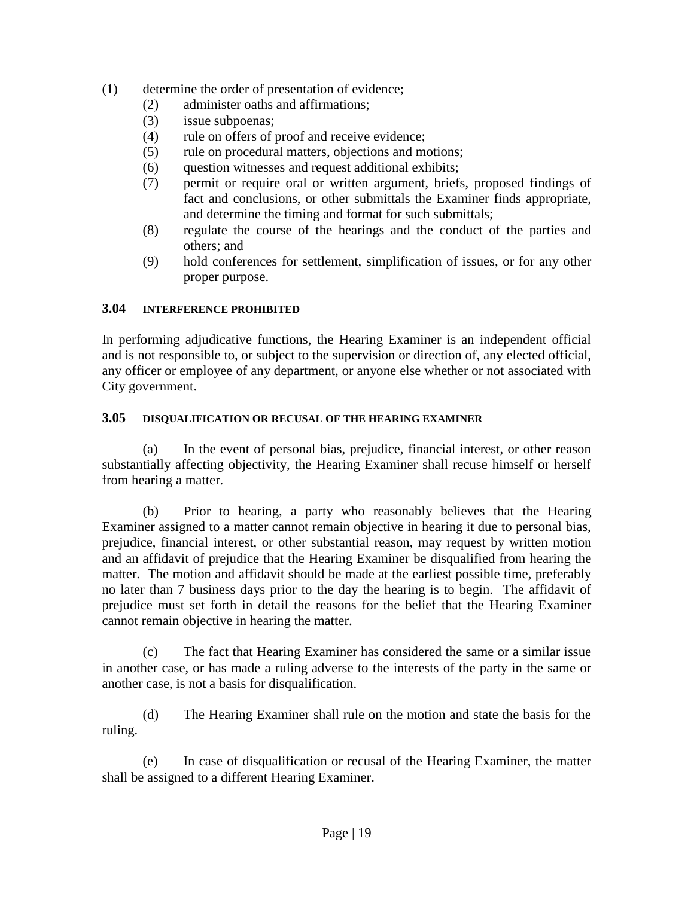(1) determine the order of presentation of evidence;
(2) administer oaths and affirmations;
(3) issue subpoenas;
(4) rule on offers of proof and receive evidence;
(5) rule on procedural matters, objections and motions;
(6) question witnesses and request additional exhibits;
(7) permit or require oral or written argument, briefs, proposed findings of fact and conclusions, or other submittals the Examiner finds appropriate, and determine the timing and format for such submittals;
(8) regulate the course of the hearings and the conduct of the parties and others; and
(9) hold conferences for settlement, simplification of issues, or for any other proper purpose.

### 3.04 INTERFERENCE PROHIBITED

In performing adjudicative functions, the Hearing Examiner is an independent official and is not responsible to, or subject to the supervision or direction of, any elected official, any officer or employee of any department, or anyone else whether or not associated with City government.

### 3.05 DISQUALIFICATION OR RECUSAL OF THE HEARING EXAMINER

(a) In the event of personal bias, prejudice, financial interest, or other reason substantially affecting objectivity, the Hearing Examiner shall recuse himself or herself from hearing a matter.

(b) Prior to hearing, a party who reasonably believes that the Hearing Examiner assigned to a matter cannot remain objective in hearing it due to personal bias, prejudice, financial interest, or other substantial reason, may request by written motion and an affidavit of prejudice that the Hearing Examiner be disqualified from hearing the matter. The motion and affidavit should be made at the earliest possible time, preferably no later than 7 business days prior to the day the hearing is to begin. The affidavit of prejudice must set forth in detail the reasons for the belief that the Hearing Examiner cannot remain objective in hearing the matter.

(c) The fact that Hearing Examiner has considered the same or a similar issue in another case, or has made a ruling adverse to the interests of the party in the same or another case, is not a basis for disqualification.

(d) The Hearing Examiner shall rule on the motion and state the basis for the ruling.

(e) In case of disqualification or recusal of the Hearing Examiner, the matter shall be assigned to a different Hearing Examiner.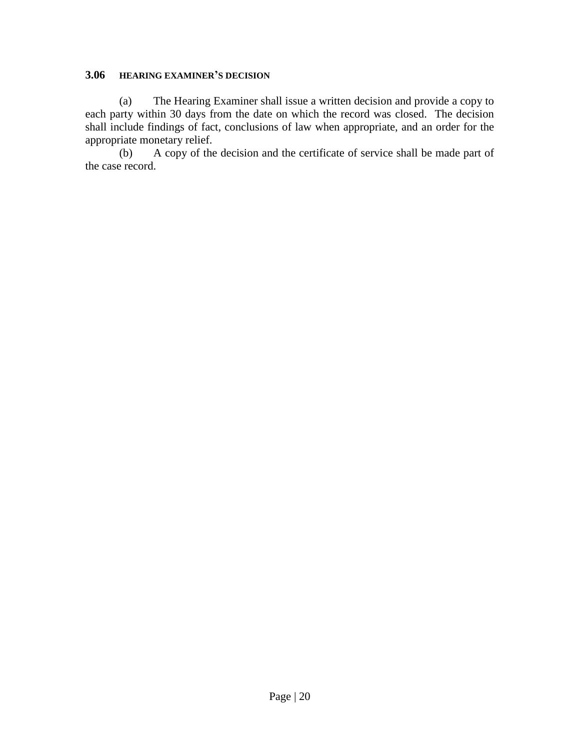### 3.06 HEARING EXAMINER'S DECISION

(a) The Hearing Examiner shall issue a written decision and provide a copy to each party within 30 days from the date on which the record was closed. The decision shall include findings of fact, conclusions of law when appropriate, and an order for the appropriate monetary relief.

(b) A copy of the decision and the certificate of service shall be made part of the case record.